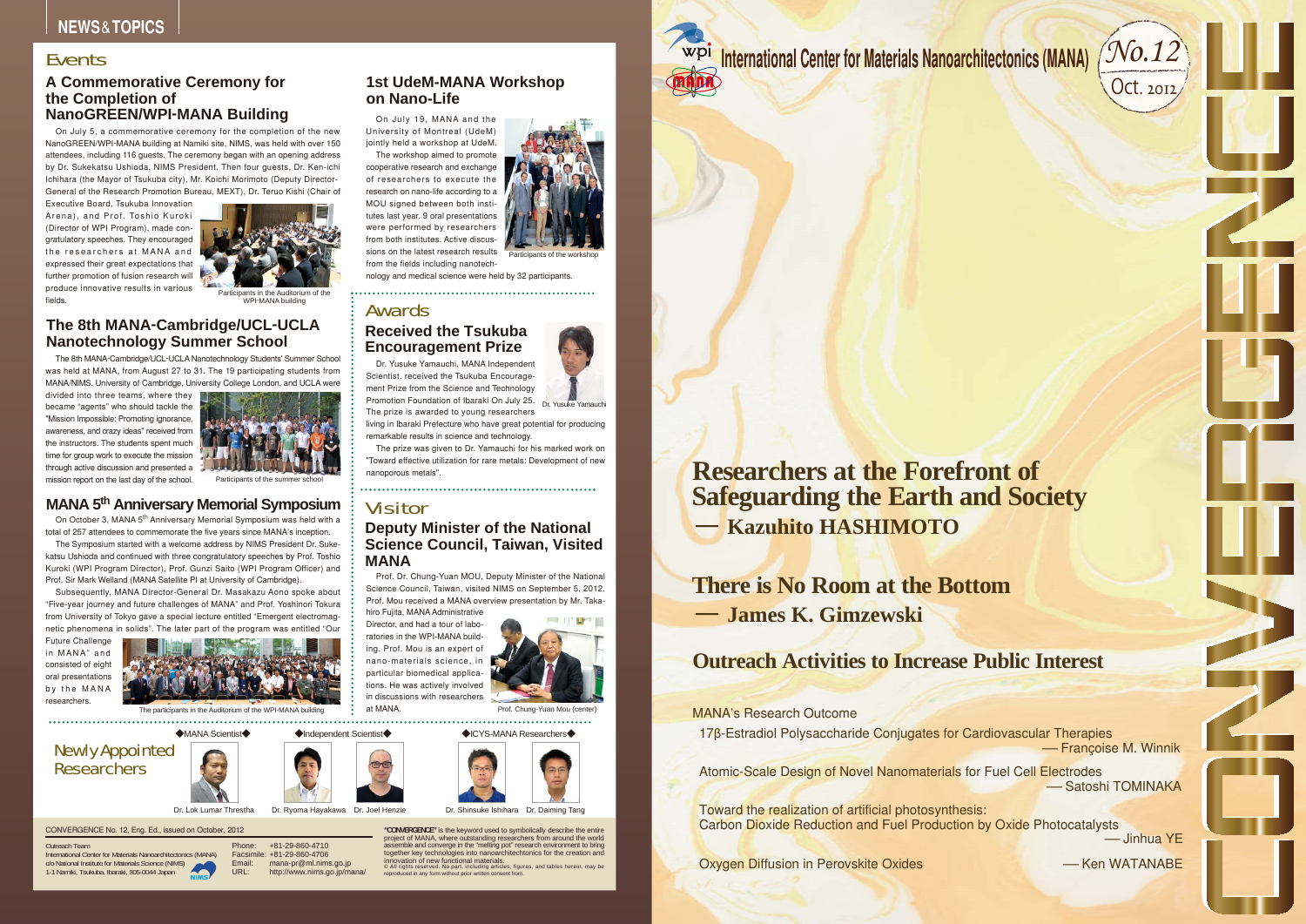## NEWS&TOPICS

### Events

### A Commemorative Ceremony for the Completion of NanoGREEN/WPI-MANA Building

On July 5, a commemorative ceremony for the completion of the new NanoGREEN/WPI-MANA building at Namiki site, NIMS, was held with over 150 attendees, including 116 guests. The ceremony began with an opening address by Dr. Sukekatsu Ushioda, NIMS President. Then four guests, Dr. Ken-ichi Ichihara (the Mayor of Tsukuba city), Mr. Koichi Morimoto (Deputy Director-General of the Research Promotion Bureau, MEXT), Dr. Teruo Kishi (Chair of Executive Board, Tsukuba Innovation Arena), and Prof. Toshio Kuroki (Director of WPI Program), made congratulatory speeches. They encouraged the researchers at MANA and expressed their great expectations that further promotion of fusion research will produce innovative results in various fields.

Participants in the Auditorium of the WPI-MANA building

### The 8th MANA-Cambridge/UCL-UCLA Nanotechnology Summer School

The 8th MANA-Cambridge/UCL-UCLA Nanotechnology Students' Summer School was held at MANA, from August 27 to 31. The 19 participating students from MANA/NIMS, University of Cambridge, University College London, and UCLA were divided into three teams, where they became "agents" who should tackle the "Mission Impossible: Promoting ignorance, awareness, and crazy ideas" received from the instructors. The students spent much time for group work to execute the mission through active discussion and presented a mission report on the last day of the school.

Participants of the summer school

### MANA 5th Anniversary Memorial Symposium

On October 3, MANA 5th Anniversary Memorial Symposium was held with a total of 257 attendees to commemorate the five years since MANA's inception.

The Symposium started with a welcome address by NIMS President Dr. Sukekatsu Ushioda and continued with three congratulatory speeches by Prof. Toshio Kuroki (WPI Program Director), Prof. Gunzi Saito (WPI Program Officer) and Prof. Sir Mark Welland (MANA Satellite PI at University of Cambridge).

Subsequently, MANA Director-General Dr. Masakazu Aono spoke about "Five-year journey and future challenges of MANA" and Prof. Yoshinori Tokura from University of Tokyo gave a special lecture entitled "Emergent electromagnetic phenomena in solids". The later part of the program was entitled "Our Future Challenge in MANA" and consisted of eight oral presentations by the MANA researchers.

The participants in the Auditorium of the WPI-MANA building

### 1st UdeM-MANA Workshop on Nano-Life

On July 19, MANA and the University of Montreal (UdeM) jointly held a workshop at UdeM.

The workshop aimed to promote cooperative research and exchange of researchers to execute the research on nano-life according to a MOU signed between both institutes last year. 9 oral presentations were performed by researchers from both institutes. Active discussions on the latest research results from the fields including nanotechnology and medical science were held by 32 participants.

Participants of the workshop

### Awards

### Received the Tsukuba Encouragement Prize

Dr. Yusuke Yamauchi, MANA Independent Scientist, received the Tsukuba Encouragement Prize from the Science and Technology Promotion Foundation of Ibaraki On July 25. The prize is awarded to young researchers living in Ibaraki Prefecture who have great potential for producing remarkable results in science and technology.

The prize was given to Dr. Yamauchi for his marked work on "Toward effective utilization for rare metals: Development of new nanoporous metals".

Dr. Yusuke Yamauchi

### Visitor

### Deputy Minister of the National Science Council, Taiwan, Visited MANA

Prof. Dr. Chung-Yuan MOU, Deputy Minister of the National Science Council, Taiwan, visited NIMS on September 5, 2012. Prof. Mou received a MANA overview presentation by Mr. Takahiro Fujita, MANA Administrative Director, and had a tour of laboratories in the WPI-MANA building. Prof. Mou is an expert of nano-materials science, in particular biomedical applications. He was actively involved in discussions with researchers at MANA.

Prof. Chung-Yuan Mou (center)

### Newly Appointed Researchers

◆MANA Scientist◆ Dr. Lok Lumar Threstha

◆Independent Scientist◆ Dr. Ryoma Hayakawa, Dr. Joel Henzie

◆ICYS-MANA Researchers◆ Dr. Shinsuke Ishihara, Dr. Daiming Tang

CONVERGENCE No. 12, Eng. Ed., issued on October, 2012

Outreach Team
International Center for Materials Nanoarchitectonics (MANA)
c/o National Institute for Materials Science (NIMS)
1-1 Namiki, Tsukuba, Ibaraki, 305-0044 Japan

Phone: +81-29-860-4710
Facsimile: +81-29-860-4706
Email: mana-pr@ml.nims.go.jp
URL: http://www.nims.go.jp/mana/

**"CONVERGENCE"** is the keyword used to symbolically describe the entire project of MANA, where outstanding researchers from around the world assemble and converge in the "melting pot" research environment to bring together key technologies into nanoarchitechtonics for the creation and innovation of new functional materials.
© All rights reserved. No part, including articles, figures, and tables herein, may be reproduced in any form without prior written consent from.

---

# International Center for Materials Nanoarchitectonics (MANA)

No.12 Oct. 2012

# CONVERGENCE

## Researchers at the Forefront of Safeguarding the Earth and Society
— Kazuhito HASHIMOTO

## There is No Room at the Bottom
— James K. Gimzewski

## Outreach Activities to Increase Public Interest

MANA's Research Outcome

17β-Estradiol Polysaccharide Conjugates for Cardiovascular Therapies — Françoise M. Winnik

Atomic-Scale Design of Novel Nanomaterials for Fuel Cell Electrodes — Satoshi TOMINAKA

Toward the realization of artificial photosynthesis: Carbon Dioxide Reduction and Fuel Production by Oxide Photocatalysts — Jinhua YE

Oxygen Diffusion in Perovskite Oxides — Ken WATANABE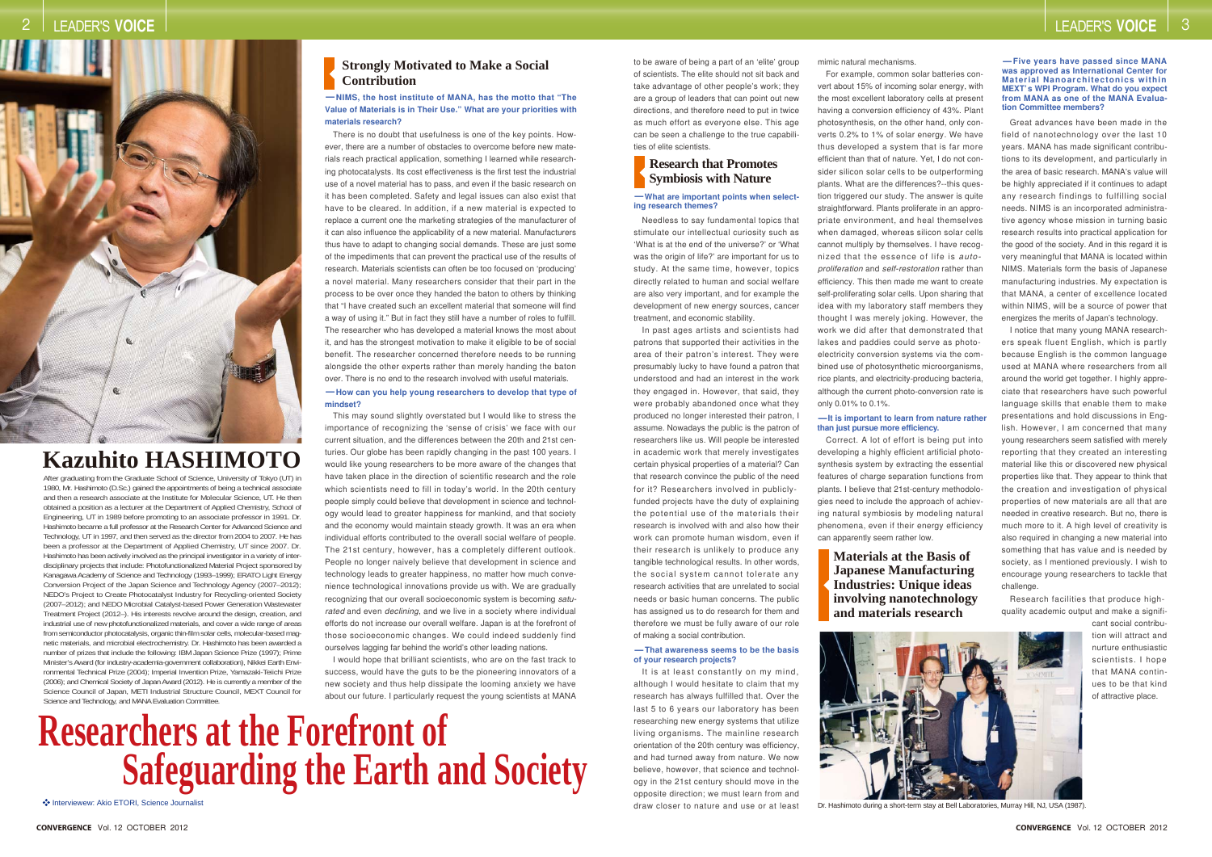# Researchers at the Forefront of Safeguarding the Earth and Society

Interviewee: Akio ETORI, Science Journalist

## Kazuhito HASHIMOTO

After graduating from the Graduate School of Science, University of Tokyo (UT) in 1980, Mr. Hashimoto (D.Sc.) gained the appointments of being a technical associate and then a research associate at the Institute for Molecular Science, UT. He then obtained a position as a lecturer at the Department of Applied Chemistry, School of Engineering, UT in 1989 before promoting to an associate professor in 1991. Dr. Hashimoto became a full professor at the Research Center for Advanced Science and Technology, UT in 1997, and then served as the director from 2004 to 2007. He has been a professor at the Department of Applied Chemistry, UT since 2007. Dr. Hashimoto has been actively involved as the principal investigator in a variety of interdisciplinary projects that include: Photofunctionalized Material Project sponsored by Kanagawa Academy of Science and Technology (1993–1999); ERATO Light Energy Conversion Project of the Japan Science and Technology Agency (2007–2012); NEDO's Project to Create Photocatalyst Industry for Recycling-oriented Society (2007–2012); and NEDO Microbial Catalyst-based Power Generation Wastewater Treatment Project (2012–). His interests revolve around the design, creation, and industrial use of new photofunctionalized materials, and cover a wide range of areas from semiconductor photocatalysis, organic thin-film solar cells, molecular-based magnetic materials, and microbial electrochemistry. Dr. Hashimoto has been awarded a number of prizes that include the following: IBM Japan Science Prize (1997); Prime Minister's Award (for industry-academia-government collaboration), Nikkei Earth Environmental Technical Prize (2004); Imperial Invention Prize, Yamazaki-Teiichi Prize (2006); and Chemical Society of Japan Award (2012). He is currently a member of the Science Council of Japan, METI Industrial Structure Council, MEXT Council for Science and Technology, and MANA Evaluation Committee.

## Strongly Motivated to Make a Social Contribution

**—NIMS, the host institute of MANA, has the motto that "The Value of Materials is in Their Use." What are your priorities with materials research?**

There is no doubt that usefulness is one of the key points. However, there are a number of obstacles to overcome before new materials reach practical application, something I learned while researching photocatalysts. Its cost effectiveness is the first test the industrial use of a novel material has to pass, and even if the basic research on it has been completed. Safety and legal issues can also exist that have to be cleared. In addition, if a new material is expected to replace a current one the marketing strategies of the manufacturer of it can also influence the applicability of a new material. Manufacturers thus have to adapt to changing social demands. These are just some of the impediments that can prevent the practical use of the results of research. Materials scientists can often be too focused on 'producing' a novel material. Many researchers consider that their part in the process to be over once they handed the baton to others by thinking that "I have created such an excellent material that someone will find a way of using it." But in fact they still have a number of roles to fulfill. The researcher who has developed a material knows the most about it, and has the strongest motivation to make it eligible to be of social benefit. The researcher concerned therefore needs to be running alongside the other experts rather than merely handing the baton over. There is no end to the research involved with useful materials.

**—How can you help young researchers to develop that type of mindset?**

This may sound slightly overstated but I would like to stress the importance of recognizing the 'sense of crisis' we face with our current situation, and the differences between the 20th and 21st centuries. Our globe has been rapidly changing in the past 100 years. I would like young researchers to be more aware of the changes that have taken place in the direction of scientific research and the role which scientists need to fill in today's world. In the 20th century people simply could believe that development in science and technology would lead to greater happiness for mankind, and that society and the economy would maintain steady growth. It was an era when individual efforts contributed to the overall social welfare of people. The 21st century, however, has a completely different outlook. People no longer naively believe that development in science and technology leads to greater happiness, no matter how much convenience technological innovations provide us with. We are gradually recognizing that our overall socioeconomic system is becoming *saturated* and even *declining*, and we live in a society where individual efforts do not increase our overall welfare. Japan is at the forefront of those socioeconomic changes. We could indeed suddenly find ourselves lagging far behind the world's other leading nations.

I would hope that brilliant scientists, who are on the fast track to success, would have the guts to be the pioneering innovators of a new society and thus help dissipate the looming anxiety we have about our future. I particularly request the young scientists at MANA to be aware of being a part of an 'elite' group of scientists. The elite should not sit back and take advantage of other people's work; they are a group of leaders that can point out new directions, and therefore need to put in twice as much effort as everyone else. This age can be seen a challenge to the true capabilities of elite scientists.

## Research that Promotes Symbiosis with Nature

**—What are important points when selecting research themes?**

Needless to say fundamental topics that stimulate our intellectual curiosity such as 'What is at the end of the universe?' or 'What was the origin of life?' are important for us to study. At the same time, however, topics directly related to human and social welfare are also very important, and for example the development of new energy sources, cancer treatment, and economic stability.

In past ages artists and scientists had patrons that supported their activities in the area of their patron's interest. They were presumably lucky to have found a patron that understood and had an interest in the work they engaged in. However, that said, they were probably abandoned once what they produced no longer interested their patron, I assume. Nowadays the public is the patron of researchers like us. Will people be interested in academic work that merely investigates certain physical properties of a material? Can that research convince the public of the need for it? Researchers involved in publicly-funded projects have the duty of explaining the potential use of the materials their research is involved with and also how their work can promote human wisdom, even if their research is unlikely to produce any tangible technological results. In other words, the social system cannot tolerate any research activities that are unrelated to social needs or basic human concerns. The public has assigned us to do research for them and therefore we must be fully aware of our role of making a social contribution.

**—That awareness seems to be the basis of your research projects?**

It is at least constantly on my mind, although I would hesitate to claim that my research has always fulfilled that. Over the last 5 to 6 years our laboratory has been researching new energy systems that utilize living organisms. The mainline research orientation of the 20th century was efficiency, and had turned away from nature. We now believe, however, that science and technology in the 21st century should move in the opposite direction; we must learn from and draw closer to nature and use or at least mimic natural mechanisms.

For example, current solar batteries convert about 15% of incoming solar energy, with the most excellent laboratory cells at present having a conversion efficiency of 43%. Plant photosynthesis, on the other hand, only converts 0.2% to 1% of solar energy. We have thus developed a system that is far more efficient than that of nature. Yet, I do not consider silicon solar cells to be outperforming plants. What are the differences?--this question triggered our study. The answer is quite straightforward. Plants proliferate in an appropriate environment, and heal themselves when damaged, whereas silicon solar cells cannot multiply by themselves. I have recognized that the essence of life is *auto-proliferation* and *self-restoration* rather than efficiency. This then made me want to create self-proliferating solar cells. Upon sharing that idea with my laboratory staff members they thought I was merely joking. However, the work we did after that demonstrated that lakes and paddies could serve as photo-electricity conversion systems via the combined use of photosynthetic microorganisms, rice plants, and electricity-producing bacteria, although the current photo-conversion rate is only 0.01% to 0.1%.

**—It is important to learn from nature rather than just pursue more efficiency.**

Correct. A lot of effort is being put into developing a highly efficient artificial photosynthesis system by extracting the essential features of charge separation functions from plants. I believe that 21st-century methodologies need to include the approach of achieving natural symbiosis by modeling natural phenomena, even if their energy efficiency can apparently seem rather low.

## Materials at the Basis of Japanese Manufacturing Industries: Unique ideas involving nanotechnology and materials research

Dr. Hashimoto during a short-term stay at Bell Laboratories, Murray Hill, NJ, USA (1987).

**—Five years have passed since MANA was approved as International Center for Material Nanoarchitectonics within MEXT's WPI Program. What do you expect from MANA as one of the MANA Evaluation Committee members?**

Great advances have been made in the field of nanotechnology over the last 10 years. MANA has made significant contributions to its development, and particularly in the area of basic research. MANA's value will be highly appreciated if it continues to adapt any research findings to fulfilling social needs. NIMS is an incorporated administrative agency whose mission in turning basic research results into practical application for the good of the society. And in this regard it is very meaningful that MANA is located within NIMS. Materials form the basis of Japanese manufacturing industries. My expectation is that MANA, a center of excellence located within NIMS, will be a source of power that energizes the merits of Japan's technology.

I notice that many young MANA researchers speak fluent English, which is partly because English is the common language used at MANA where researchers from all around the world get together. I highly appreciate that researchers have such powerful language skills that enable them to make presentations and hold discussions in English. However, I am concerned that many young researchers seem satisfied with merely reporting that they created an interesting material like this or discovered new physical properties like that. They appear to think that the creation and investigation of physical properties of new materials are all that are needed in creative research. But no, there is much more to it. A high level of creativity is also required in changing a new material into something that has value and is needed by society, as I mentioned previously. I wish to encourage young researchers to tackle that challenge.

Research facilities that produce high-quality academic output and make a significant social contribution will attract and nurture enthusiastic scientists. I hope that MANA continues to be that kind of attractive place.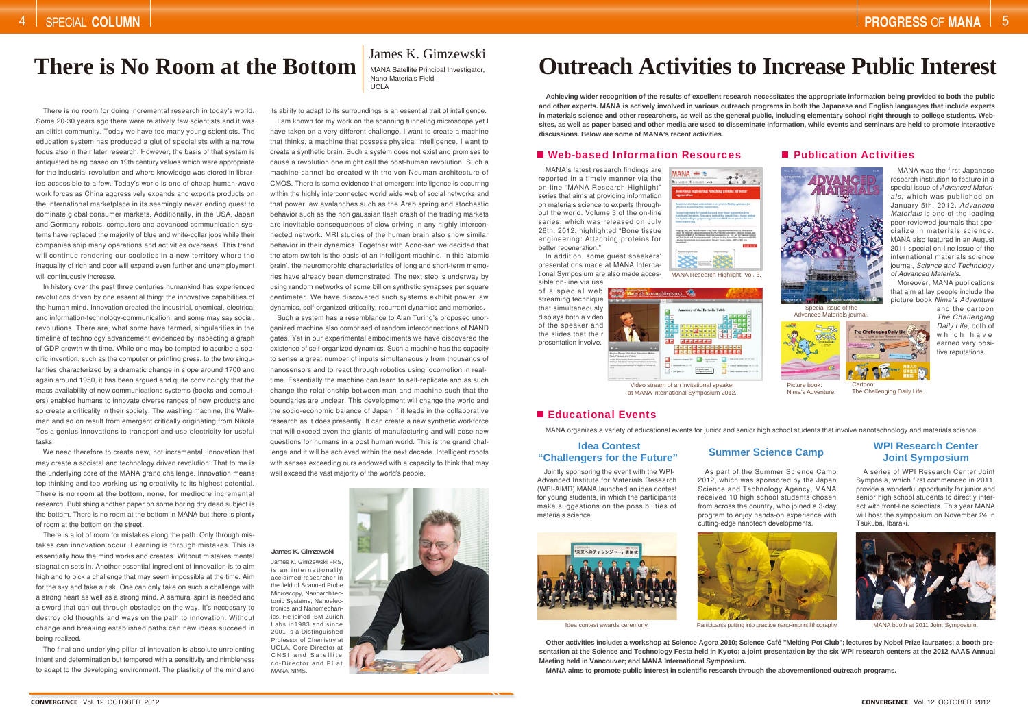# There is No Room at the Bottom

## James K. Gimzewski

MANA Satellite Principal Investigator, Nano-Materials Field
UCLA

There is no room for doing incremental research in today's world. Some 20-30 years ago there were relatively few scientists and it was an elitist community. Today we have too many young scientists. The education system has produced a glut of specialists with a narrow focus also in their later research. However, the basis of that system is antiquated being based on 19th century values which were appropriate for the industrial revolution and where knowledge was stored in libraries accessible to a few. Today's world is one of cheap human-wave work forces as China aggressively expands and exports products on the international marketplace in its seemingly never ending quest to dominate global consumer markets. Additionally, in the USA, Japan and Germany robots, computers and advanced communication systems have replaced the majority of blue and white-collar jobs while their companies ship many operations and activities overseas. This trend will continue rendering our societies in a new territory where the inequality of rich and poor will expand even further and unemployment will continuously increase.

In history over the past three centuries humankind has experienced revolutions driven by one essential thing: the innovative capabilities of the human mind. Innovation created the industrial, chemical, electrical and information-technology-communication, and some may say social, revolutions. There are, what some have termed, singularities in the timeline of technology advancement evidenced by inspecting a graph of GDP growth with time. While one may be tempted to ascribe a specific invention, such as the computer or printing press, to the two singularities characterized by a dramatic change in slope around 1700 and again around 1950, it has been argued and quite convincingly that the mass availability of new communications systems (books and computers) enabled humans to innovate diverse ranges of new products and so create a criticality in their society. The washing machine, the Walkman and so on result from emergent critically originating from Nikola Tesla genius innovations to transport and use electricity for useful tasks.

We need therefore to create new, not incremental, innovation that may create a societal and technology driven revolution. That to me is the underlying core of the MANA grand challenge. Innovation means top thinking and top working using creativity to its highest potential. There is no room at the bottom, none, for mediocre incremental research. Publishing another paper on some boring dry dead subject is the bottom. There is no room at the bottom in MANA but there is plenty of room at the bottom on the street.

There is a lot of room for mistakes along the path. Only through mistakes can innovation occur. Learning is through mistakes. This is essentially how the mind works and creates. Without mistakes mental stagnation sets in. Another essential ingredient of innovation is to aim high and to pick a challenge that may seem impossible at the time. Aim for the sky and take a risk. One can only take on such a challenge with a strong heart as well as a strong mind. A samurai spirit is needed and a sword that can cut through obstacles on the way. It's necessary to destroy old thoughts and ways on the path to innovation. Without change and breaking established paths can new ideas succeed in being realized.

The final and underlying pillar of innovation is absolute unrelenting intent and determination but tempered with a sensitivity and nimbleness to adapt to the developing environment. The plasticity of the mind and its ability to adapt to its surroundings is an essential trait of intelligence.

I am known for my work on the scanning tunneling microscope yet I have taken on a very different challenge. I want to create a machine that thinks, a machine that possess physical intelligence. I want to create a synthetic brain. Such a system does not exist and promises to cause a revolution one might call the post-human revolution. Such a machine cannot be created with the von Neuman architecture of CMOS. There is some evidence that emergent intelligence is occurring within the highly interconnected world wide web of social networks and that power law avalanches such as the Arab spring and stochastic behavior such as the non gaussian flash crash of the trading markets are inevitable consequences of slow driving in any highly interconnected networks. MRI studies of the human brain also show similar behavior in their dynamics. Together with Aono-san we decided that the atom switch is the basis of an intelligent machine. In this 'atomic brain', the neuromorphic characteristics of long and short-term memories have already been demonstrated. The next step is underway by using random networks of some billion synthetic synapses per square centimeter. We have discovered such systems exhibit power law dynamics, self-organized criticality, recurrent dynamics and memories.

Such a system has a resemblance to Alan Turing's proposed unorganized machine also comprised of random interconnections of NAND gates. Yet in our experimental embodiments we have discovered the existence of self-organized dynamics. Such a machine has the capacity to sense a great number of inputs simultaneously from thousands of nanosensors and to react through robotics using locomotion in real-time. Essentially the machine can learn to self-replicate and as such change the relationship between man and machine such that the boundaries are unclear. This development will change the world and the socio-economic balance of Japan if it leads in the collaborative research as it does presently. It can create a new synthetic workforce that will exceed even the giants of manufacturing and will pose new questions for humans in a post human world. This is the grand challenge and it will be achieved within the next decade. Intelligent robots with senses exceeding ours endowed with a capacity to think that may well exceed the vast majority of the world's people.

**James K. Gimzewski**

James K. Gimzewski FRS, is an internationally acclaimed researcher in the field of Scanned Probe Microscopy, Nanoarchitectonic Systems, Nanoelectronics and Nanomechanics. He joined IBM Zurich Labs in1983 and since 2001 is a Distinguished Professor of Chemistry at UCLA, Core Director at CNSI and Satellite co-Director and PI at MANA-NIMS.

# Outreach Activities to Increase Public Interest

**Achieving wider recognition of the results of excellent research necessitates the appropriate information being provided to both the public and other experts. MANA is actively involved in various outreach programs in both the Japanese and English languages that include experts in materials science and other researchers, as well as the general public, including elementary school right through to college students. Web-sites, as well as paper based and other media are used to disseminate information, while events and seminars are held to promote interactive discussions. Below are some of MANA's recent activities.**

## Web-based Information Resources

MANA's latest research findings are reported in a timely manner via the on-line "MANA Research Highlight" series that aims at providing information on materials science to experts throughout the world. Volume 3 of the on-line series, which was released on July 26th, 2012, highlighted "Bone tissue engineering: Attaching proteins for better regeneration."

In addition, some guest speakers' presentations made at MANA International Symposium are also made accessible on-line via use of a special web streaming technique that simultaneously displays both a video of the speaker and the slides that their presentation involve.

MANA Research Highlight, Vol. 3.

Video stream of an invitational speaker at MANA International Symposium 2012.

## Publication Activities

MANA was the first Japanese research institution to feature in a special issue of *Advanced Materials*, which was published on January 5th, 2012. *Advanced Materials* is one of the leading peer-reviewed journals that specialize in materials science. MANA also featured in an August 2011 special on-line issue of the international materials science journal, *Science and Technology of Advanced Materials*.

Moreover, MANA publications that aim at lay people include the picture book *Nima's Adventure* and the cartoon *The Challenging Daily Life*, both of which have earned very positive reputations.

Special issue of the Advanced Materials journal.

Picture book: Nima's Adventure.

Cartoon: The Challenging Daily Life.

## Educational Events

MANA organizes a variety of educational events for junior and senior high school students that involve nanotechnology and materials science.

### Idea Contest "Challengers for the Future"

Jointly sponsoring the event with the WPI-Advanced Institute for Materials Research (WPI-AIMR) MANA launched an idea contest for young students, in which the participants make suggestions on the possibilities of materials science.

Idea contest awards ceremony.

### Summer Science Camp

As part of the Summer Science Camp 2012, which was sponsored by the Japan Science and Technology Agency, MANA received 10 high school students chosen from across the country, who joined a 3-day program to enjoy hands-on experience with cutting-edge nanotech developments.

Participants putting into practice nano-imprint lithography.

### WPI Research Center Joint Symposium

A series of WPI Research Center Joint Symposia, which first commenced in 2011, provide a wonderful opportunity for junior and senior high school students to directly interact with front-line scientists. This year MANA will host the symposium on November 24 in Tsukuba, Ibaraki.

MANA booth at 2011 Joint Symposium.

**Other activities include: a workshop at Science Agora 2010; Science Café "Melting Pot Club"; lectures by Nobel Prize laureates; a booth presentation at the Science and Technology Festa held in Kyoto; a joint presentation by the six WPI research centers at the 2012 AAAS Annual Meeting held in Vancouver; and MANA International Symposium.**

**MANA aims to promote public interest in scientific research through the abovementioned outreach programs.**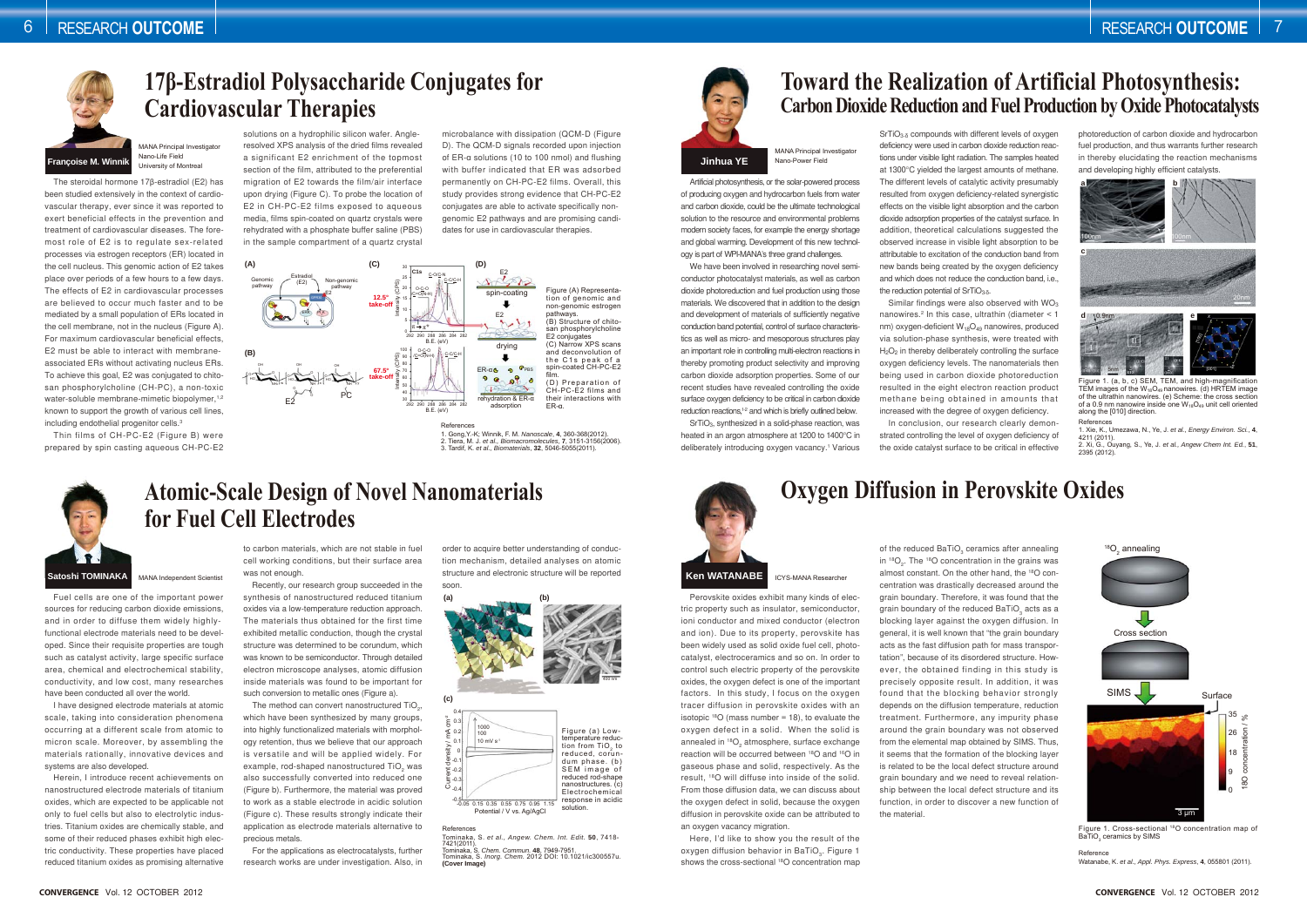# 17β-Estradiol Polysaccharide Conjugates for Cardiovascular Therapies

**Françoise M. Winnik**
MANA Principal Investigator
Nano-Life Field
University of Montreal

The steroidal hormone 17β-estradiol (E2) has been studied extensively in the context of cardiovascular therapy, ever since it was reported to exert beneficial effects in the prevention and treatment of cardiovascular diseases. The foremost role of E2 is to regulate sex-related processes via estrogen receptors (ER) located in the cell nucleus. This genomic action of E2 takes place over periods of a few hours to a few days. The effects of E2 in cardiovascular processes are believed to occur much faster and to be mediated by a small population of ERs located in the cell membrane, not in the nucleus (Figure A). For maximum cardiovascular beneficial effects, E2 must be able to interact with membrane-associated ERs without activating nucleus ERs. To achieve this goal, E2 was conjugated to chitosan phosphorylcholine (CH-PC), a non-toxic water-soluble membrane-mimetic biopolymer,[1,2] known to support the growth of various cell lines, including endothelial progenitor cells.[3]

Thin films of CH-PC-E2 (Figure B) were prepared by spin casting aqueous CH-PC-E2 solutions on a hydrophilic silicon wafer. Angle-resolved XPS analysis of the dried films revealed a significant E2 enrichment of the topmost section of the film, attributed to the preferential migration of E2 towards the film/air interface upon drying (Figure C). To probe the location of E2 in CH-PC-E2 films exposed to aqueous media, films spin-coated on quartz crystals were rehydrated with a phosphate buffer saline (PBS) in the sample compartment of a quartz crystal microbalance with dissipation (QCM-D (Figure D). The QCM-D signals recorded upon injection of ER-α solutions (10 to 100 nmol) and flushing with buffer indicated that ER was adsorbed permanently on CH-PC-E2 films. Overall, this study provides strong evidence that CH-PC-E2 conjugates are able to activate specifically nongenomic E2 pathways and are promising candidates for use in cardiovascular therapies.

(A)
Genomic pathway
Estradiol (E2)
Non-genomic pathway

(B)
E2
PC

(C)
C1s
12.5° take-off
67.5° take-off
Intensity (CPS)
B.E. (eV)
292 290 288 286 284 282

(D)
E2
spin-coating
drying
ER-α
PBS
rehydration & ER-α adsorption

Figure (A) Representation of genomic and non-genomic estrogen pathways. (B) Structure of chitosan phosphorylcholine E2 conjugates (C) Narrow XPS scans and deconvolution of the C1s peak of a spin-coated CH-PC-E2 film. (D) Preparation of CH-PC-E2 films and their interactions with ER-α.

References
1. Gong,Y.-K; Winnik, F. M. *Nanoscale*, **4**, 360-368(2012).
2. Tiera, M. J. *et al.*, *Biomacromolecules*, **7**, 3151-3156(2006).
3. Tardif, K. *et al.*, *Biomaterials*, **32**, 5046-5055(2011).

# Toward the Realization of Artificial Photosynthesis: Carbon Dioxide Reduction and Fuel Production by Oxide Photocatalysts

**Jinhua YE**
MANA Principal Investigator
Nano-Power Field

Artificial photosynthesis, or the solar-powered process of producing oxygen and hydrocarbon fuels from water and carbon dioxide, could be the ultimate technological solution to the resource and environmental problems modern society faces, for example the energy shortage and global warming. Development of this new technology is part of WPI-MANA's three grand challenges.

We have been involved in researching novel semiconductor photocatalyst materials, as well as carbon dioxide photoreduction and fuel production using those materials. We discovered that in addition to the design and development of materials of sufficiently negative conduction band potential, control of surface characteristics as well as micro- and mesoporous structures play an important role in controlling multi-electron reactions in thereby promoting product selectivity and improving carbon dioxide adsorption properties. Some of our recent studies have revealed controlling the oxide surface oxygen deficiency to be critical in carbon dioxide reduction reactions,[1,2] and which is briefly outlined below.

$SrTiO_3$, synthesized in a solid-phase reaction, was heated in an argon atmosphere at 1200 to 1400°C in deliberately introducing oxygen vacancy.[1] Various $SrTiO_{3-\delta}$ compounds with different levels of oxygen deficiency were used in carbon dioxide reduction reactions under visible light radiation. The samples heated at 1300°C yielded the largest amounts of methane. The different levels of catalytic activity presumably resulted from oxygen deficiency-related synergistic effects on the visible light absorption and the carbon dioxide adsorption properties of the catalyst surface. In addition, theoretical calculations suggested the observed increase in visible light absorption to be attributable to excitation of the conduction band from new bands being created by the oxygen deficiency and which does not reduce the conduction band, i.e., the reduction potential of $SrTiO_{3-\delta}$.

Similar findings were also observed with $WO_3$ nanowires.[2] In this case, ultrathin (diameter < 1 nm) oxygen-deficient $W_{18}O_{49}$ nanowires, produced via solution-phase synthesis, were treated with $H_2O_2$ in thereby deliberately controlling the surface oxygen deficiency levels. The nanomaterials then being used in carbon dioxide photoreduction resulted in the eight electron reaction product methane being obtained in amounts that increased with the degree of oxygen deficiency.

In conclusion, our research clearly demonstrated controlling the level of oxygen deficiency of the oxide catalyst surface to be critical in effective photoreduction of carbon dioxide and hydrocarbon fuel production, and thus warrants further research in thereby elucidating the reaction mechanisms and developing highly efficient catalysts.

Figure 1. (a, b, c) SEM, TEM, and high-magnification TEM images of the $W_{18}O_{49}$ nanowires. (d) HRTEM image of the ultrathin nanowires. (e) Scheme: the cross section of a 0.9 nm nanowire inside one $W_{18}O_{49}$ unit cell oriented along the [010] direction.

References
1. Xie, K., Umezawa, N., Ye, J. *et al.*, *Energy Environ. Sci.*, **4**, 4211 (2011).
2. Xi, G., Ouyang, S., Ye, J. *et al.*, *Angew Chem Int. Ed.*, **51**, 2395 (2012).

# Atomic-Scale Design of Novel Nanomaterials for Fuel Cell Electrodes

**Satoshi TOMINAKA**
MANA Independent Scientist

Fuel cells are one of the important power sources for reducing carbon dioxide emissions, and in order to diffuse them widely highly-functional electrode materials need to be developed. Since their requisite properties are tough such as catalyst activity, large specific surface area, chemical and electrochemical stability, conductivity, and low cost, many researches have been conducted all over the world.

I have designed electrode materials at atomic scale, taking into consideration phenomena occurring at a different scale from atomic to micron scale. Moreover, by assembling the materials rationally, innovative devices and systems are also developed.

Herein, I introduce recent achievements on nanostructured electrode materials of titanium oxides, which are expected to be applicable not only to fuel cells but also to electrolytic industries. Titanium oxides are chemically stable, and some of their reduced phases exhibit high electric conductivity. These properties have placed reduced titanium oxides as promising alternative to carbon materials, which are not stable in fuel cell working conditions, but their surface area was not enough.

Recently, our research group succeeded in the synthesis of nanostructured reduced titanium oxides via a low-temperature reduction approach. The materials thus obtained for the first time exhibited metallic conduction, though the crystal structure was determined to be corundum, which was known to be semiconductor. Through detailed electron microscope analyses, atomic diffusion inside materials was found to be important for such conversion to metallic ones (Figure a).

The method can convert nanostructured $TiO_2$, which have been synthesized by many groups, into highly functionalized materials with morphology retention, thus we believe that our approach is versatile and will be applied widely. For example, rod-shaped nanostructured $TiO_2$ was also successfully converted into reduced one (Figure b). Furthermore, the material was proved to work as a stable electrode in acidic solution (Figure c). These results strongly indicate their application as electrode materials alternative to precious metals.

For the applications as electrocatalysts, further research works are under investigation. Also, in order to acquire better understanding of conduction mechanism, detailed analyses on atomic structure and electronic structure will be reported soon.

(a)
(b)
(c)
Current density / mA cm⁻²
1000
100
10 mV s⁻¹
Potential / V vs. Ag/AgCl

Figure (a) Low-temperature reduction from $TiO_2$ to reduced, corundum phase. (b) SEM image of reduced rod-shape nanostructures. (c) Electrochemical response in acidic solution.

References
Tominaka, S. *et al.*, *Angew. Chem. Int. Edit.* **50**, 7418-7421(2011).
Tominaka, S. *Chem. Commun.* **48**, 7949-7951.
Tominaka, S. *Inorg. Chem.* 2012 DOI: 10.1021/ic300557u. **(Cover Image)**

# Oxygen Diffusion in Perovskite Oxides

**Ken WATANABE**
ICYS-MANA Researcher

Perovskite oxides exhibit many kinds of electric property such as insulator, semiconductor, ioni conductor and mixed conductor (electron and ion). Due to its property, perovskite has been widely used as solid oxide fuel cell, photocatalyst, electroceramics and so on. In order to control such electric property of the perovskite oxides, the oxygen defect is one of the important factors. In this study, I focus on the oxygen tracer diffusion in perovskite oxides with an isotopic $^{18}O$ (mass number = 18), to evaluate the oxygen defect in a solid. When the solid is annealed in $^{18}O_2$ atmosphere, surface exchange reaction will be occurred between $^{18}O$ and $^{16}O$ in gaseous phase and solid, respectively. As the result, $^{18}O$ will diffuse into inside of the solid. From those diffusion data, we can discuss about the oxygen defect in solid, because the oxygen diffusion in perovskite oxide can be attributed to an oxygen vacancy migration.

Here, I'd like to show you the result of the oxygen diffusion behavior in $BaTiO_3$. Figure 1 shows the cross-sectional $^{18}O$ concentration map of the reduced $BaTiO_3$ ceramics after annealing in $^{18}O_2$. The $^{18}O$ concentration in the grains was almost constant. On the other hand, the $^{18}O$ concentration was drastically decreased around the grain boundary. Therefore, it was found that the grain boundary of the reduced $BaTiO_3$ acts as a blocking layer against the oxygen diffusion. In general, it is well known that "the grain boundary acts as the fast diffusion path for mass transportation", because of its disordered structure. However, the obtained finding in this study is precisely opposite result. In addition, it was found that the blocking behavior strongly depends on the diffusion temperature, reduction treatment. Furthermore, any impurity phase around the grain boundary was not observed from the elemental map obtained by SIMS. Thus, it seems that the formation of the blocking layer is related to be the local defect structure around grain boundary and we need to reveal relationship between the local defect structure and its function, in order to discover a new function of the material.

$^{18}O_2$ annealing
Cross section
SIMS
Surface
18O concentration / %
35
26
18
9
0
3 μm

Figure 1. Cross-sectional $^{18}O$ concentration map of $BaTiO_3$ ceramics by SIMS

Reference
Watanabe, K. *et al.*, *Appl. Phys. Express*, **4**, 055801 (2011).